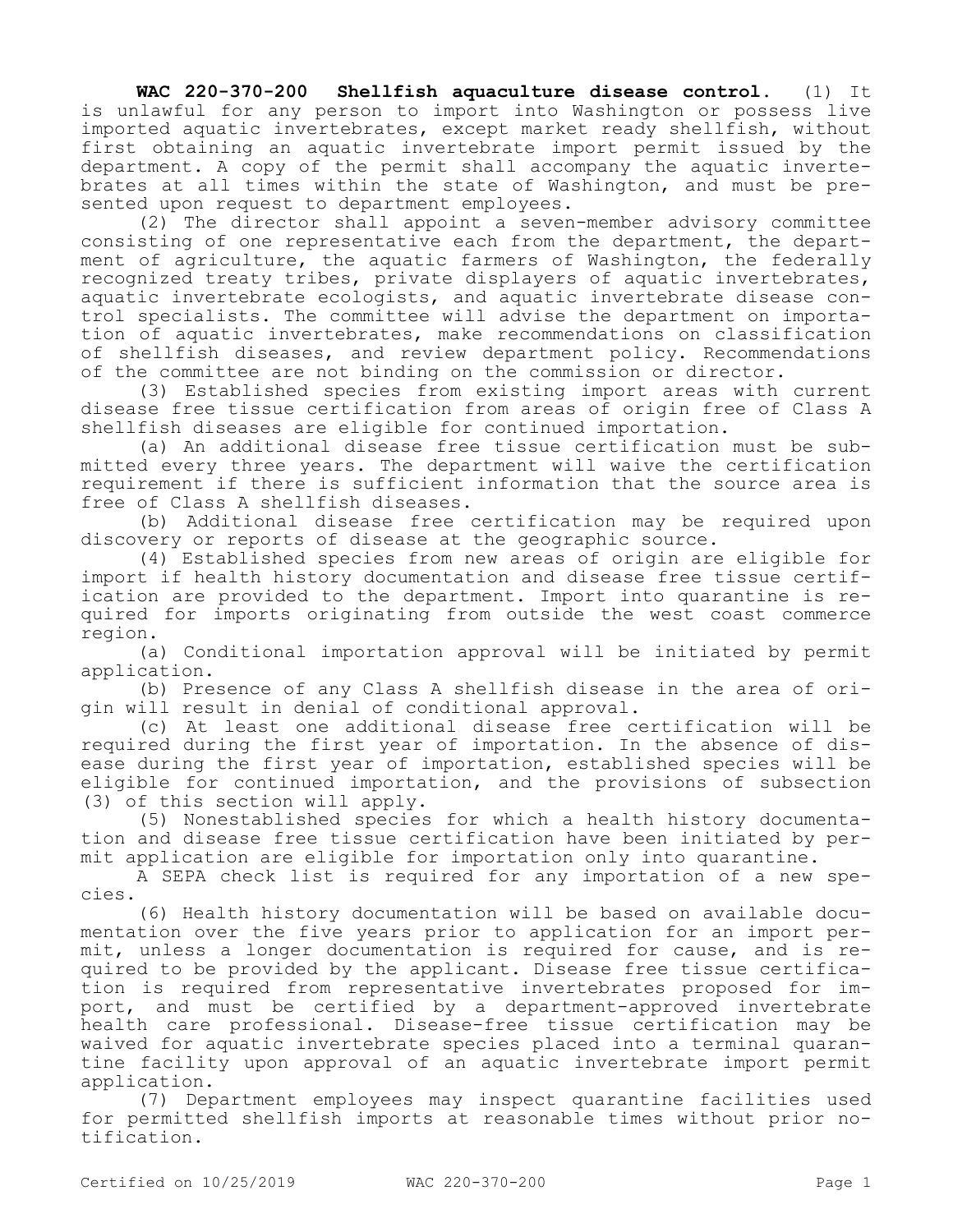**WAC 220-370-200 Shellfish aquaculture disease control.** (1) It is unlawful for any person to import into Washington or possess live imported aquatic invertebrates, except market ready shellfish, without first obtaining an aquatic invertebrate import permit issued by the department. A copy of the permit shall accompany the aquatic invertebrates at all times within the state of Washington, and must be presented upon request to department employees.

(2) The director shall appoint a seven-member advisory committee consisting of one representative each from the department, the department of agriculture, the aquatic farmers of Washington, the federally recognized treaty tribes, private displayers of aquatic invertebrates, aquatic invertebrate ecologists, and aquatic invertebrate disease control specialists. The committee will advise the department on importation of aquatic invertebrates, make recommendations on classification of shellfish diseases, and review department policy. Recommendations of the committee are not binding on the commission or director.

(3) Established species from existing import areas with current disease free tissue certification from areas of origin free of Class A shellfish diseases are eligible for continued importation.

(a) An additional disease free tissue certification must be submitted every three years. The department will waive the certification requirement if there is sufficient information that the source area is free of Class A shellfish diseases.

(b) Additional disease free certification may be required upon discovery or reports of disease at the geographic source.

(4) Established species from new areas of origin are eligible for import if health history documentation and disease free tissue certification are provided to the department. Import into quarantine is required for imports originating from outside the west coast commerce region.

(a) Conditional importation approval will be initiated by permit application.

(b) Presence of any Class A shellfish disease in the area of origin will result in denial of conditional approval.

(c) At least one additional disease free certification will be required during the first year of importation. In the absence of disease during the first year of importation, established species will be eligible for continued importation, and the provisions of subsection (3) of this section will apply.

(5) Nonestablished species for which a health history documentation and disease free tissue certification have been initiated by permit application are eligible for importation only into quarantine.

A SEPA check list is required for any importation of a new species.

(6) Health history documentation will be based on available documentation over the five years prior to application for an import permit, unless a longer documentation is required for cause, and is required to be provided by the applicant. Disease free tissue certification is required from representative invertebrates proposed for import, and must be certified by a department-approved invertebrate health care professional. Disease-free tissue certification may be waived for aquatic invertebrate species placed into a terminal quarantine facility upon approval of an aquatic invertebrate import permit application.

(7) Department employees may inspect quarantine facilities used for permitted shellfish imports at reasonable times without prior notification.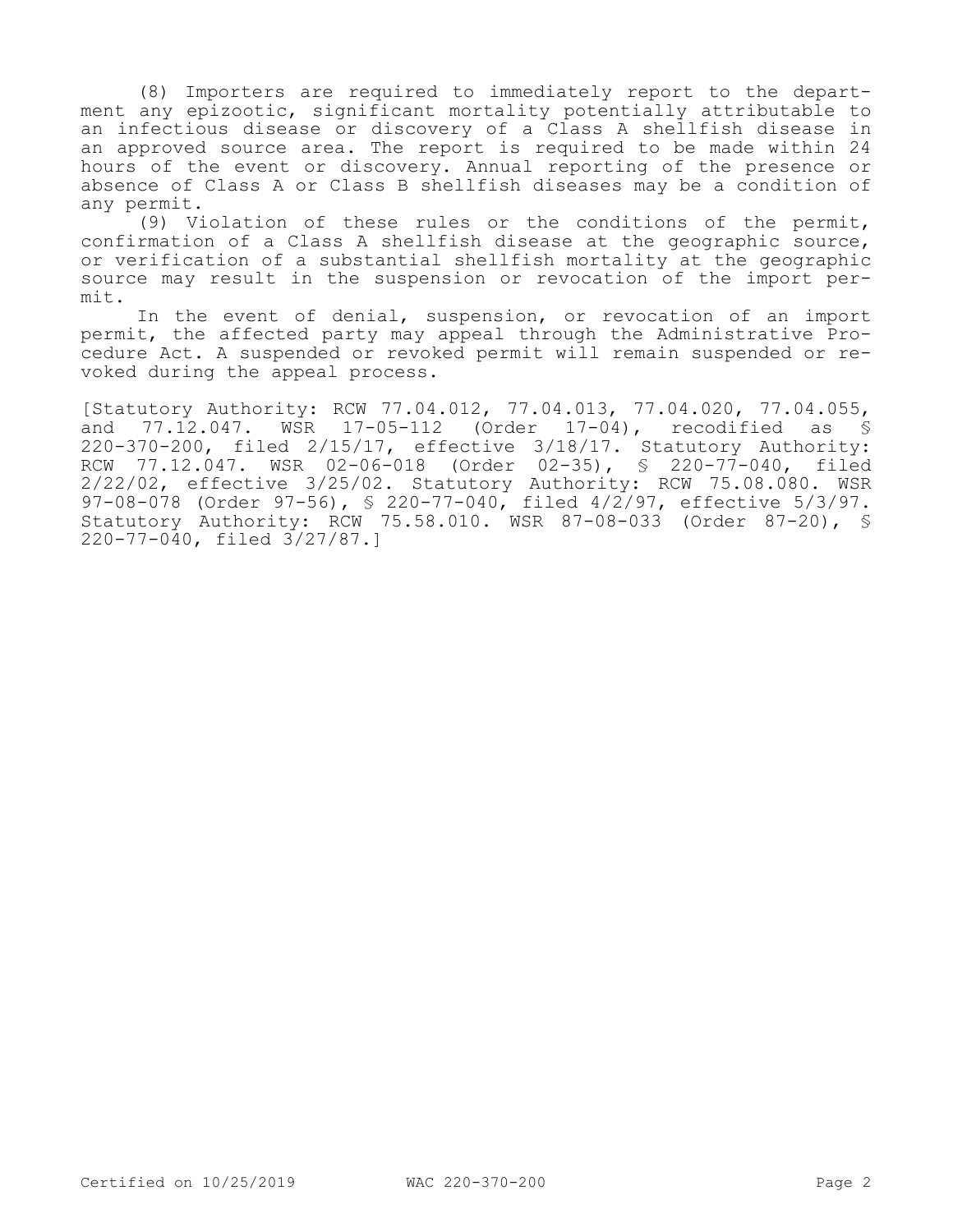(8) Importers are required to immediately report to the department any epizootic, significant mortality potentially attributable to an infectious disease or discovery of a Class A shellfish disease in an approved source area. The report is required to be made within 24 hours of the event or discovery. Annual reporting of the presence or absence of Class A or Class B shellfish diseases may be a condition of any permit.

(9) Violation of these rules or the conditions of the permit, confirmation of a Class A shellfish disease at the geographic source, or verification of a substantial shellfish mortality at the geographic source may result in the suspension or revocation of the import permit.

In the event of denial, suspension, or revocation of an import permit, the affected party may appeal through the Administrative Procedure Act. A suspended or revoked permit will remain suspended or revoked during the appeal process.

[Statutory Authority: RCW 77.04.012, 77.04.013, 77.04.020, 77.04.055, and 77.12.047. WSR 17-05-112 (Order 17-04), recodified as § 220-370-200, filed 2/15/17, effective 3/18/17. Statutory Authority: RCW 77.12.047. WSR 02-06-018 (Order 02-35), § 220-77-040, filed 2/22/02, effective 3/25/02. Statutory Authority: RCW 75.08.080. WSR 97-08-078 (Order 97-56), § 220-77-040, filed 4/2/97, effective 5/3/97. Statutory Authority: RCW 75.58.010. WSR 87-08-033 (Order 87-20), § 220-77-040, filed 3/27/87.]